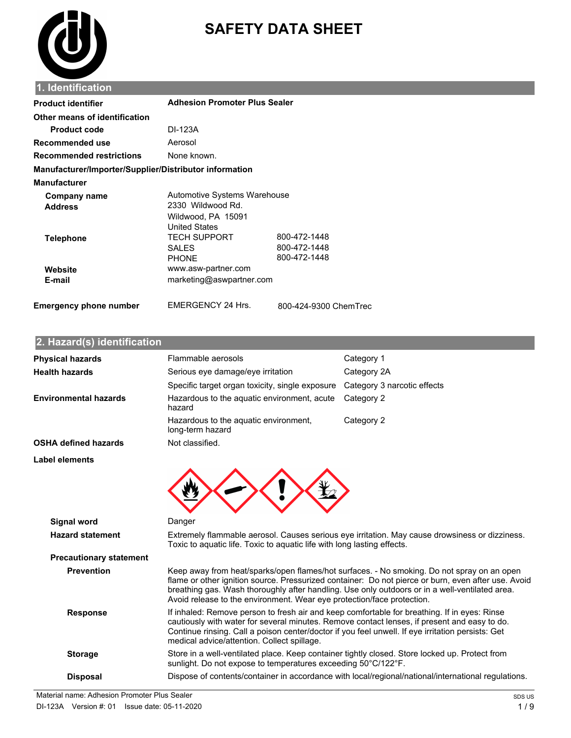# SAFETY DATA SHEET

## 1. Identification

| | | |
|---|---|---|
| **Product identifier** | **Adhesion Promoter Plus Sealer** | |
| **Other means of identification** | | |
| **Product code** | DI-123A | |
| **Recommended use** | Aerosol | |
| **Recommended restrictions** | None known. | |

**Manufacturer/Importer/Supplier/Distributor information**

**Manufacturer**

| | | |
|---|---|---|
| **Company name** | Automotive Systems Warehouse | |
| **Address** | 2330 Wildwood Rd.<br>Wildwood, PA 15091<br>United States | |
| **Telephone** | TECH SUPPORT | 800-472-1448 |
| | SALES | 800-472-1448 |
| | PHONE | 800-472-1448 |
| **Website** | www.asw-partner.com | |
| **E-mail** | marketing@aswpartner.com | |
| **Emergency phone number** | EMERGENCY 24 Hrs. | 800-424-9300 ChemTrec |

## 2. Hazard(s) identification

| | | |
|---|---|---|
| **Physical hazards** | Flammable aerosols | Category 1 |
| **Health hazards** | Serious eye damage/eye irritation | Category 2A |
| | Specific target organ toxicity, single exposure | Category 3 narcotic effects |
| **Environmental hazards** | Hazardous to the aquatic environment, acute hazard | Category 2 |
| | Hazardous to the aquatic environment, long-term hazard | Category 2 |
| **OSHA defined hazards** | Not classified. | |

**Label elements**

**Signal word** Danger

**Hazard statement** Extremely flammable aerosol. Causes serious eye irritation. May cause drowsiness or dizziness. Toxic to aquatic life. Toxic to aquatic life with long lasting effects.

**Precautionary statement**

**Prevention** Keep away from heat/sparks/open flames/hot surfaces. - No smoking. Do not spray on an open flame or other ignition source. Pressurized container: Do not pierce or burn, even after use. Avoid breathing gas. Wash thoroughly after handling. Use only outdoors or in a well-ventilated area. Avoid release to the environment. Wear eye protection/face protection.

**Response** If inhaled: Remove person to fresh air and keep comfortable for breathing. If in eyes: Rinse cautiously with water for several minutes. Remove contact lenses, if present and easy to do. Continue rinsing. Call a poison center/doctor if you feel unwell. If eye irritation persists: Get medical advice/attention. Collect spillage.

**Storage** Store in a well-ventilated place. Keep container tightly closed. Store locked up. Protect from sunlight. Do not expose to temperatures exceeding 50°C/122°F.

**Disposal** Dispose of contents/container in accordance with local/regional/national/international regulations.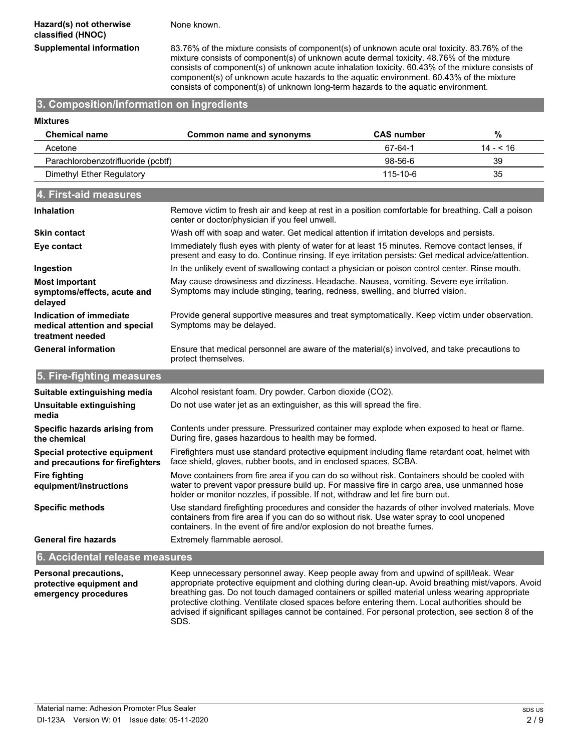**Hazard(s) not otherwise classified (HNOC)**

None known.

**Supplemental information**

83.76% of the mixture consists of component(s) of unknown acute oral toxicity. 83.76% of the mixture consists of component(s) of unknown acute dermal toxicity. 48.76% of the mixture consists of component(s) of unknown acute inhalation toxicity. 60.43% of the mixture consists of component(s) of unknown acute hazards to the aquatic environment. 60.43% of the mixture consists of component(s) of unknown long-term hazards to the aquatic environment.

## 3. Composition/information on ingredients

**Mixtures**

| Chemical name | Common name and synonyms | CAS number | % |
|---|---|---|---|
| Acetone | | 67-64-1 | 14 - < 16 |
| Parachlorobenzotrifluoride (pcbtf) | | 98-56-6 | 39 |
| Dimethyl Ether Regulatory | | 115-10-6 | 35 |

## 4. First-aid measures

**Inhalation**

Remove victim to fresh air and keep at rest in a position comfortable for breathing. Call a poison center or doctor/physician if you feel unwell.

**Skin contact**

Wash off with soap and water. Get medical attention if irritation develops and persists.

**Eye contact**

Immediately flush eyes with plenty of water for at least 15 minutes. Remove contact lenses, if present and easy to do. Continue rinsing. If eye irritation persists: Get medical advice/attention.

**Ingestion**

In the unlikely event of swallowing contact a physician or poison control center. Rinse mouth.

**Most important symptoms/effects, acute and delayed**

May cause drowsiness and dizziness. Headache. Nausea, vomiting. Severe eye irritation. Symptoms may include stinging, tearing, redness, swelling, and blurred vision.

**Indication of immediate medical attention and special treatment needed**

Provide general supportive measures and treat symptomatically. Keep victim under observation. Symptoms may be delayed.

**General information**

Ensure that medical personnel are aware of the material(s) involved, and take precautions to protect themselves.

## 5. Fire-fighting measures

**Suitable extinguishing media**

Alcohol resistant foam. Dry powder. Carbon dioxide ($CO_2$).

**Unsuitable extinguishing media**

Do not use water jet as an extinguisher, as this will spread the fire.

**Specific hazards arising from the chemical**

Contents under pressure. Pressurized container may explode when exposed to heat or flame. During fire, gases hazardous to health may be formed.

**Special protective equipment and precautions for firefighters**

Firefighters must use standard protective equipment including flame retardant coat, helmet with face shield, gloves, rubber boots, and in enclosed spaces, SCBA.

**Fire fighting equipment/instructions**

Move containers from fire area if you can do so without risk. Containers should be cooled with water to prevent vapor pressure build up. For massive fire in cargo area, use unmanned hose holder or monitor nozzles, if possible. If not, withdraw and let fire burn out.

**Specific methods**

Use standard firefighting procedures and consider the hazards of other involved materials. Move containers from fire area if you can do so without risk. Use water spray to cool unopened containers. In the event of fire and/or explosion do not breathe fumes.

**General fire hazards**

Extremely flammable aerosol.

## 6. Accidental release measures

**Personal precautions, protective equipment and emergency procedures**

Keep unnecessary personnel away. Keep people away from and upwind of spill/leak. Wear appropriate protective equipment and clothing during clean-up. Avoid breathing mist/vapors. Avoid breathing gas. Do not touch damaged containers or spilled material unless wearing appropriate protective clothing. Ventilate closed spaces before entering them. Local authorities should be advised if significant spillages cannot be contained. For personal protection, see section 8 of the SDS.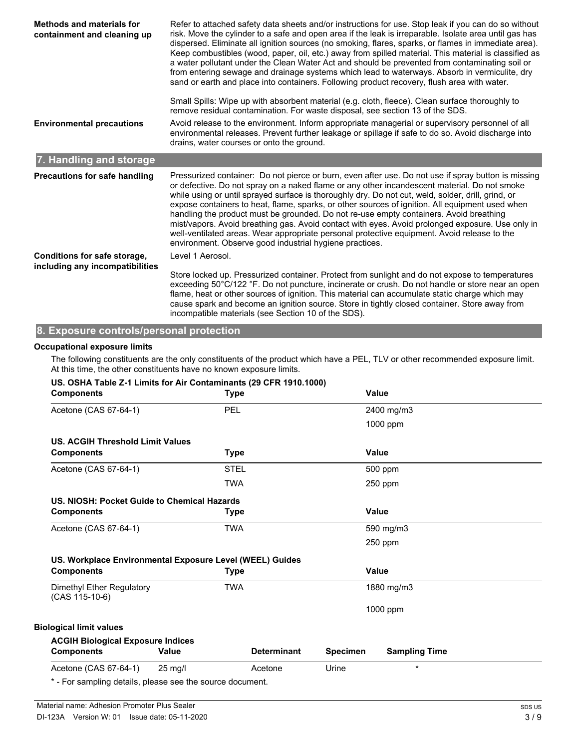**Methods and materials for containment and cleaning up**

Refer to attached safety data sheets and/or instructions for use. Stop leak if you can do so without risk. Move the cylinder to a safe and open area if the leak is irreparable. Isolate area until gas has dispersed. Eliminate all ignition sources (no smoking, flares, sparks, or flames in immediate area). Keep combustibles (wood, paper, oil, etc.) away from spilled material. This material is classified as a water pollutant under the Clean Water Act and should be prevented from contaminating soil or from entering sewage and drainage systems which lead to waterways. Absorb in vermiculite, dry sand or earth and place into containers. Following product recovery, flush area with water.

Small Spills: Wipe up with absorbent material (e.g. cloth, fleece). Clean surface thoroughly to remove residual contamination. For waste disposal, see section 13 of the SDS.

**Environmental precautions**

Avoid release to the environment. Inform appropriate managerial or supervisory personnel of all environmental releases. Prevent further leakage or spillage if safe to do so. Avoid discharge into drains, water courses or onto the ground.

## 7. Handling and storage

**Precautions for safe handling**

Pressurized container: Do not pierce or burn, even after use. Do not use if spray button is missing or defective. Do not spray on a naked flame or any other incandescent material. Do not smoke while using or until sprayed surface is thoroughly dry. Do not cut, weld, solder, drill, grind, or expose containers to heat, flame, sparks, or other sources of ignition. All equipment used when handling the product must be grounded. Do not re-use empty containers. Avoid breathing mist/vapors. Avoid breathing gas. Avoid contact with eyes. Avoid prolonged exposure. Use only in well-ventilated areas. Wear appropriate personal protective equipment. Avoid release to the environment. Observe good industrial hygiene practices.

**Conditions for safe storage, including any incompatibilities**

Level 1 Aerosol.

Store locked up. Pressurized container. Protect from sunlight and do not expose to temperatures exceeding 50°C/122 °F. Do not puncture, incinerate or crush. Do not handle or store near an open flame, heat or other sources of ignition. This material can accumulate static charge which may cause spark and become an ignition source. Store in tightly closed container. Store away from incompatible materials (see Section 10 of the SDS).

## 8. Exposure controls/personal protection

**Occupational exposure limits**

The following constituents are the only constituents of the product which have a PEL, TLV or other recommended exposure limit. At this time, the other constituents have no known exposure limits.

**US. OSHA Table Z-1 Limits for Air Contaminants (29 CFR 1910.1000)**

| Components | Type | Value |
|---|---|---|
| Acetone (CAS 67-64-1) | PEL | 2400 mg/m3 |
| | | 1000 ppm |

**US. ACGIH Threshold Limit Values**

| Components | Type | Value |
|---|---|---|
| Acetone (CAS 67-64-1) | STEL | 500 ppm |
| | TWA | 250 ppm |

**US. NIOSH: Pocket Guide to Chemical Hazards**

| Components | Type | Value |
|---|---|---|
| Acetone (CAS 67-64-1) | TWA | 590 mg/m3 |
| | | 250 ppm |

**US. Workplace Environmental Exposure Level (WEEL) Guides**

| Components | Type | Value |
|---|---|---|
| Dimethyl Ether Regulatory (CAS 115-10-6) | TWA | 1880 mg/m3 |
| | | 1000 ppm |

**Biological limit values**

**ACGIH Biological Exposure Indices**

| Components | Value | Determinant | Specimen | Sampling Time |
|---|---|---|---|---|
| Acetone (CAS 67-64-1) | 25 mg/l | Acetone | Urine | * |

\* - For sampling details, please see the source document.

Material name: Adhesion Promoter Plus Sealer

DI-123A Version W: 01 Issue date: 05-11-2020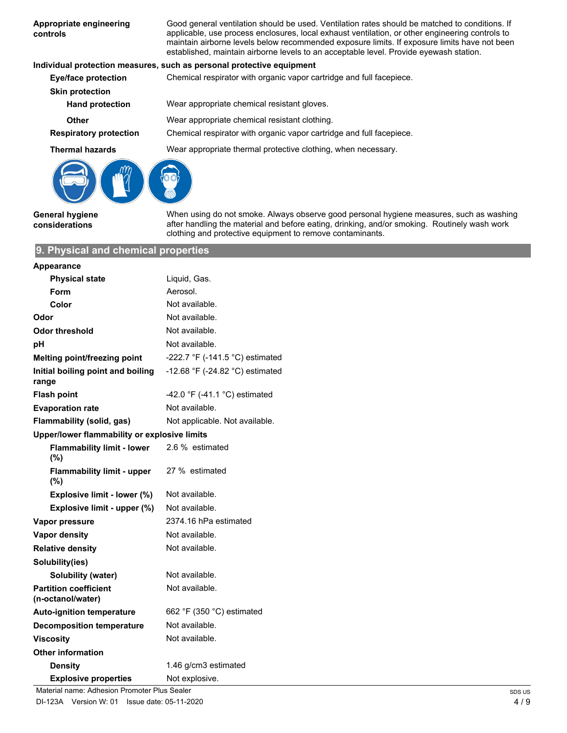| | |
|---|---|
| **Appropriate engineering controls** | Good general ventilation should be used. Ventilation rates should be matched to conditions. If applicable, use process enclosures, local exhaust ventilation, or other engineering controls to maintain airborne levels below recommended exposure limits. If exposure limits have not been established, maintain airborne levels to an acceptable level. Provide eyewash station. |

**Individual protection measures, such as personal protective equipment**

| | |
|---|---|
| **Eye/face protection** | Chemical respirator with organic vapor cartridge and full facepiece. |
| **Skin protection** | |
| **Hand protection** | Wear appropriate chemical resistant gloves. |
| **Other** | Wear appropriate chemical resistant clothing. |
| **Respiratory protection** | Chemical respirator with organic vapor cartridge and full facepiece. |
| **Thermal hazards** | Wear appropriate thermal protective clothing, when necessary. |

| | |
|---|---|
| **General hygiene considerations** | When using do not smoke. Always observe good personal hygiene measures, such as washing after handling the material and before eating, drinking, and/or smoking. Routinely wash work clothing and protective equipment to remove contaminants. |

## 9. Physical and chemical properties

| | |
|---|---|
| **Appearance** | |
| **Physical state** | Liquid, Gas. |
| **Form** | Aerosol. |
| **Color** | Not available. |
| **Odor** | Not available. |
| **Odor threshold** | Not available. |
| **pH** | Not available. |
| **Melting point/freezing point** | -222.7 °F (-141.5 °C) estimated |
| **Initial boiling point and boiling range** | -12.68 °F (-24.82 °C) estimated |
| **Flash point** | -42.0 °F (-41.1 °C) estimated |
| **Evaporation rate** | Not available. |
| **Flammability (solid, gas)** | Not applicable. Not available. |
| **Upper/lower flammability or explosive limits** | |
| **Flammability limit - lower (%)** | 2.6 % estimated |
| **Flammability limit - upper (%)** | 27 % estimated |
| **Explosive limit - lower (%)** | Not available. |
| **Explosive limit - upper (%)** | Not available. |
| **Vapor pressure** | 2374.16 hPa estimated |
| **Vapor density** | Not available. |
| **Relative density** | Not available. |
| **Solubility(ies)** | |
| **Solubility (water)** | Not available. |
| **Partition coefficient (n-octanol/water)** | Not available. |
| **Auto-ignition temperature** | 662 °F (350 °C) estimated |
| **Decomposition temperature** | Not available. |
| **Viscosity** | Not available. |
| **Other information** | |
| **Density** | 1.46 g/cm3 estimated |
| **Explosive properties** | Not explosive. |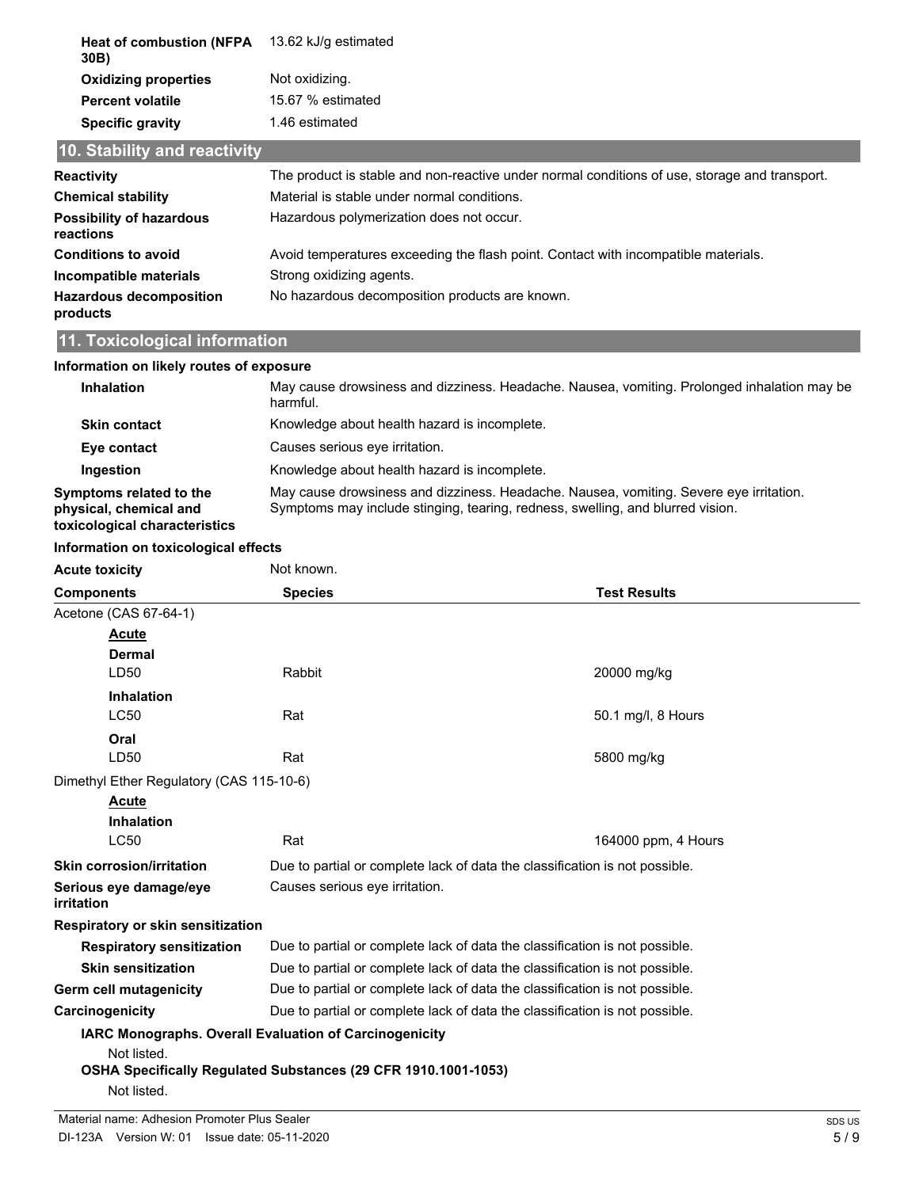| | |
|---|---|
| **Heat of combustion (NFPA 30B)** | 13.62 kJ/g estimated |
| **Oxidizing properties** | Not oxidizing. |
| **Percent volatile** | 15.67 % estimated |
| **Specific gravity** | 1.46 estimated |

## 10. Stability and reactivity

| | |
|---|---|
| **Reactivity** | The product is stable and non-reactive under normal conditions of use, storage and transport. |
| **Chemical stability** | Material is stable under normal conditions. |
| **Possibility of hazardous reactions** | Hazardous polymerization does not occur. |
| **Conditions to avoid** | Avoid temperatures exceeding the flash point. Contact with incompatible materials. |
| **Incompatible materials** | Strong oxidizing agents. |
| **Hazardous decomposition products** | No hazardous decomposition products are known. |

## 11. Toxicological information

**Information on likely routes of exposure**

| | |
|---|---|
| **Inhalation** | May cause drowsiness and dizziness. Headache. Nausea, vomiting. Prolonged inhalation may be harmful. |
| **Skin contact** | Knowledge about health hazard is incomplete. |
| **Eye contact** | Causes serious eye irritation. |
| **Ingestion** | Knowledge about health hazard is incomplete. |
| **Symptoms related to the physical, chemical and toxicological characteristics** | May cause drowsiness and dizziness. Headache. Nausea, vomiting. Severe eye irritation. Symptoms may include stinging, tearing, redness, swelling, and blurred vision. |

**Information on toxicological effects**

**Acute toxicity** Not known.

| Components | Species | Test Results |
|---|---|---|
| Acetone (CAS 67-64-1) | | |
| **Acute** | | |
| **Dermal** | | |
| LD50 | Rabbit | 20000 mg/kg |
| **Inhalation** | | |
| LC50 | Rat | 50.1 mg/l, 8 Hours |
| **Oral** | | |
| LD50 | Rat | 5800 mg/kg |
| Dimethyl Ether Regulatory (CAS 115-10-6) | | |
| **Acute** | | |
| **Inhalation** | | |
| LC50 | Rat | 164000 ppm, 4 Hours |

| | |
|---|---|
| **Skin corrosion/irritation** | Due to partial or complete lack of data the classification is not possible. |
| **Serious eye damage/eye irritation** | Causes serious eye irritation. |

**Respiratory or skin sensitization**

| | |
|---|---|
| **Respiratory sensitization** | Due to partial or complete lack of data the classification is not possible. |
| **Skin sensitization** | Due to partial or complete lack of data the classification is not possible. |
| **Germ cell mutagenicity** | Due to partial or complete lack of data the classification is not possible. |
| **Carcinogenicity** | Due to partial or complete lack of data the classification is not possible. |

**IARC Monographs. Overall Evaluation of Carcinogenicity**

Not listed.

**OSHA Specifically Regulated Substances (29 CFR 1910.1001-1053)**

Not listed.

Material name: Adhesion Promoter Plus Sealer

DI-123A Version W: 01 Issue date: 05-11-2020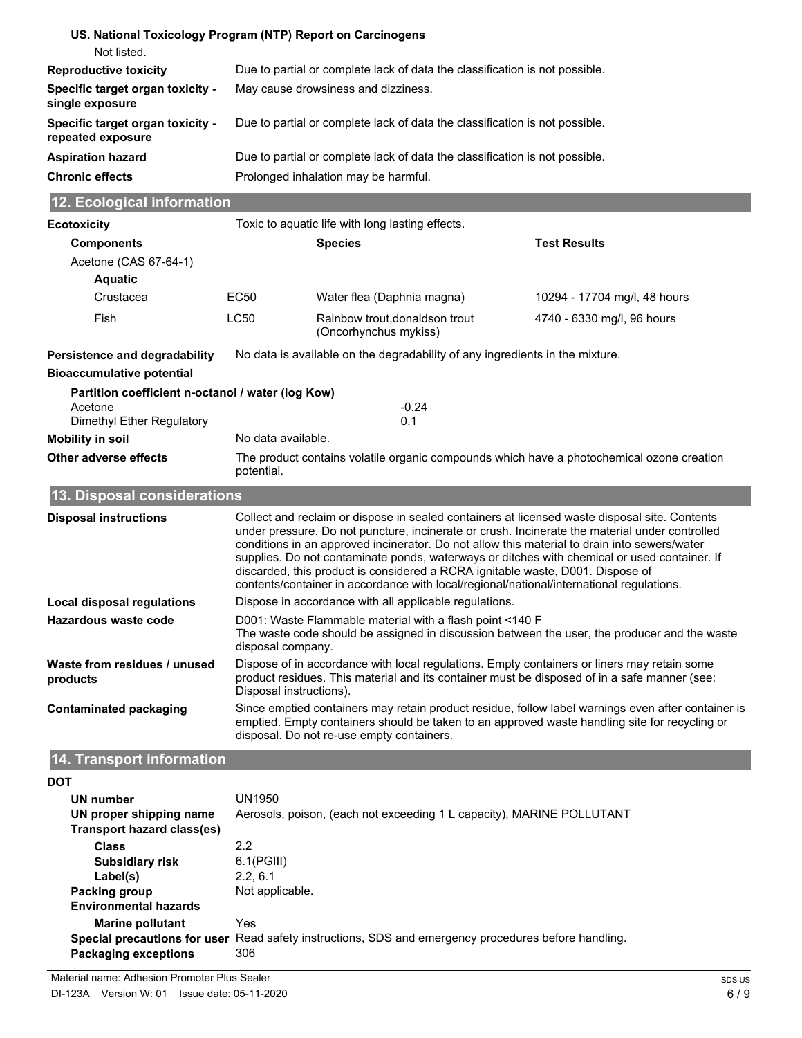**US. National Toxicology Program (NTP) Report on Carcinogens**

Not listed.

| | |
|---|---|
| **Reproductive toxicity** | Due to partial or complete lack of data the classification is not possible. |
| **Specific target organ toxicity - single exposure** | May cause drowsiness and dizziness. |
| **Specific target organ toxicity - repeated exposure** | Due to partial or complete lack of data the classification is not possible. |
| **Aspiration hazard** | Due to partial or complete lack of data the classification is not possible. |
| **Chronic effects** | Prolonged inhalation may be harmful. |

## 12. Ecological information

**Ecotoxicity** Toxic to aquatic life with long lasting effects.

| Components | | Species | Test Results |
|---|---|---|---|
| Acetone (CAS 67-64-1) | | | |
| **Aquatic** | | | |
| Crustacea | EC50 | Water flea (Daphnia magna) | 10294 - 17704 mg/l, 48 hours |
| Fish | LC50 | Rainbow trout,donaldson trout (Oncorhynchus mykiss) | 4740 - 6330 mg/l, 96 hours |

**Persistence and degradability** No data is available on the degradability of any ingredients in the mixture.

**Bioaccumulative potential**

**Partition coefficient n-octanol / water (log Kow)**

| | |
|---|---|
| Acetone | -0.24 |
| Dimethyl Ether Regulatory | 0.1 |

**Mobility in soil** No data available.

**Other adverse effects** The product contains volatile organic compounds which have a photochemical ozone creation potential.

## 13. Disposal considerations

| | |
|---|---|
| **Disposal instructions** | Collect and reclaim or dispose in sealed containers at licensed waste disposal site. Contents under pressure. Do not puncture, incinerate or crush. Incinerate the material under controlled conditions in an approved incinerator. Do not allow this material to drain into sewers/water supplies. Do not contaminate ponds, waterways or ditches with chemical or used container. If discarded, this product is considered a RCRA ignitable waste, D001. Dispose of contents/container in accordance with local/regional/national/international regulations. |
| **Local disposal regulations** | Dispose in accordance with all applicable regulations. |
| **Hazardous waste code** | D001: Waste Flammable material with a flash point <140 F<br>The waste code should be assigned in discussion between the user, the producer and the waste disposal company. |
| **Waste from residues / unused products** | Dispose of in accordance with local regulations. Empty containers or liners may retain some product residues. This material and its container must be disposed of in a safe manner (see: Disposal instructions). |
| **Contaminated packaging** | Since emptied containers may retain product residue, follow label warnings even after container is emptied. Empty containers should be taken to an approved waste handling site for recycling or disposal. Do not re-use empty containers. |

## 14. Transport information

**DOT**

| | |
|---|---|
| **UN number** | UN1950 |
| **UN proper shipping name** | Aerosols, poison, (each not exceeding 1 L capacity), MARINE POLLUTANT |
| **Transport hazard class(es)** | |
| **Class** | 2.2 |
| **Subsidiary risk** | 6.1(PGIII) |
| **Label(s)** | 2.2, 6.1 |
| **Packing group** | Not applicable. |
| **Environmental hazards** | |
| **Marine pollutant** | Yes |
| **Special precautions for user** | Read safety instructions, SDS and emergency procedures before handling. |
| **Packaging exceptions** | 306 |

Material name: Adhesion Promoter Plus Sealer
DI-123A Version W: 01 Issue date: 05-11-2020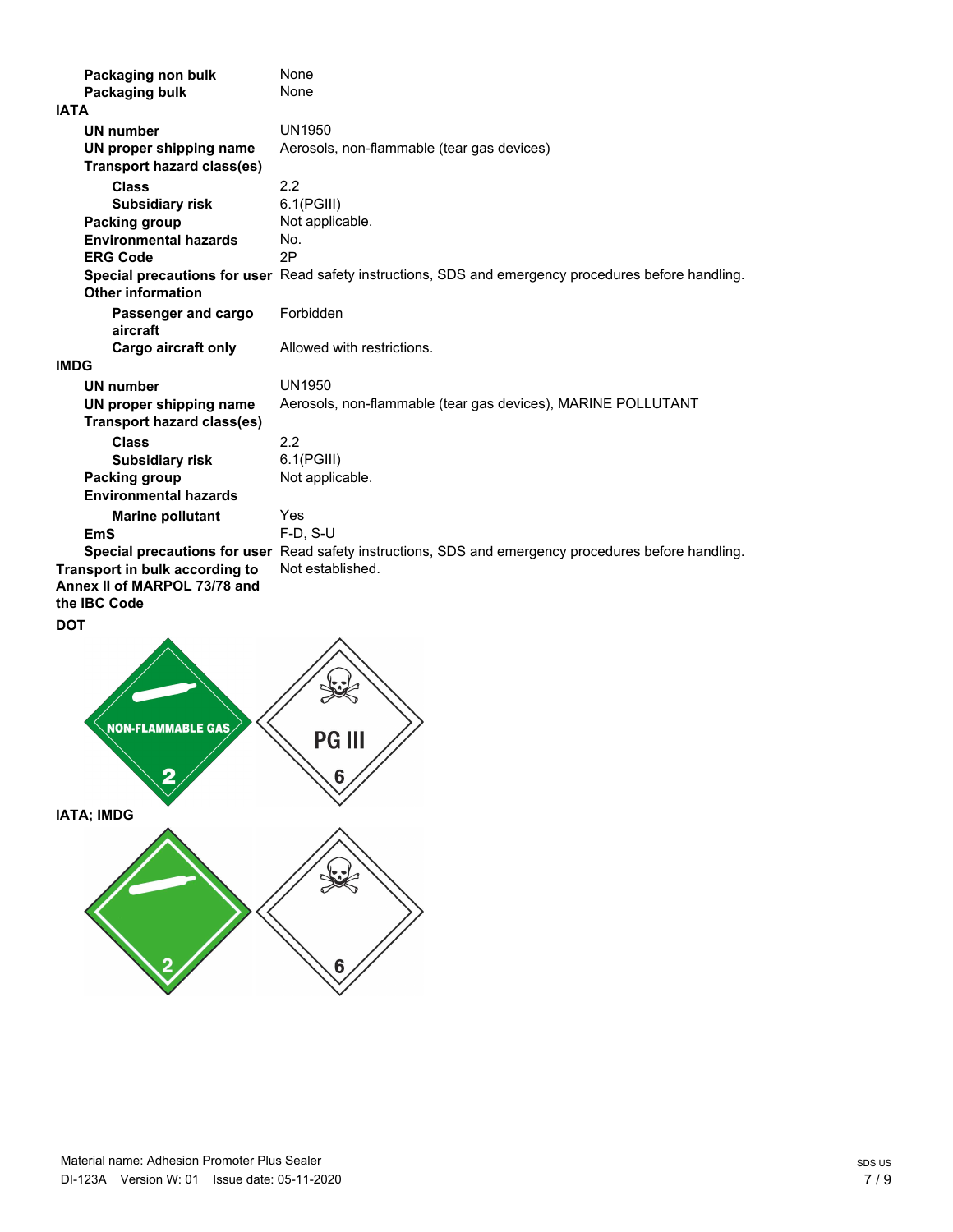| | |
|---|---|
| **Packaging non bulk** | None |
| **Packaging bulk** | None |

**IATA**

| | |
|---|---|
| **UN number** | UN1950 |
| **UN proper shipping name** | Aerosols, non-flammable (tear gas devices) |
| **Transport hazard class(es)** | |
| **Class** | 2.2 |
| **Subsidiary risk** | 6.1(PGIII) |
| **Packing group** | Not applicable. |
| **Environmental hazards** | No. |
| **ERG Code** | 2P |
| **Special precautions for user** | Read safety instructions, SDS and emergency procedures before handling. |
| **Other information** | |
| **Passenger and cargo aircraft** | Forbidden |
| **Cargo aircraft only** | Allowed with restrictions. |

**IMDG**

| | |
|---|---|
| **UN number** | UN1950 |
| **UN proper shipping name** | Aerosols, non-flammable (tear gas devices), MARINE POLLUTANT |
| **Transport hazard class(es)** | |
| **Class** | 2.2 |
| **Subsidiary risk** | 6.1(PGIII) |
| **Packing group** | Not applicable. |
| **Environmental hazards** | |
| **Marine pollutant** | Yes |
| **EmS** | F-D, S-U |
| **Special precautions for user** | Read safety instructions, SDS and emergency procedures before handling. |
| **Transport in bulk according to Annex II of MARPOL 73/78 and the IBC Code** | Not established. |

**DOT**

NON-FLAMMABLE GAS 2

PG III 6

**IATA; IMDG**

2

6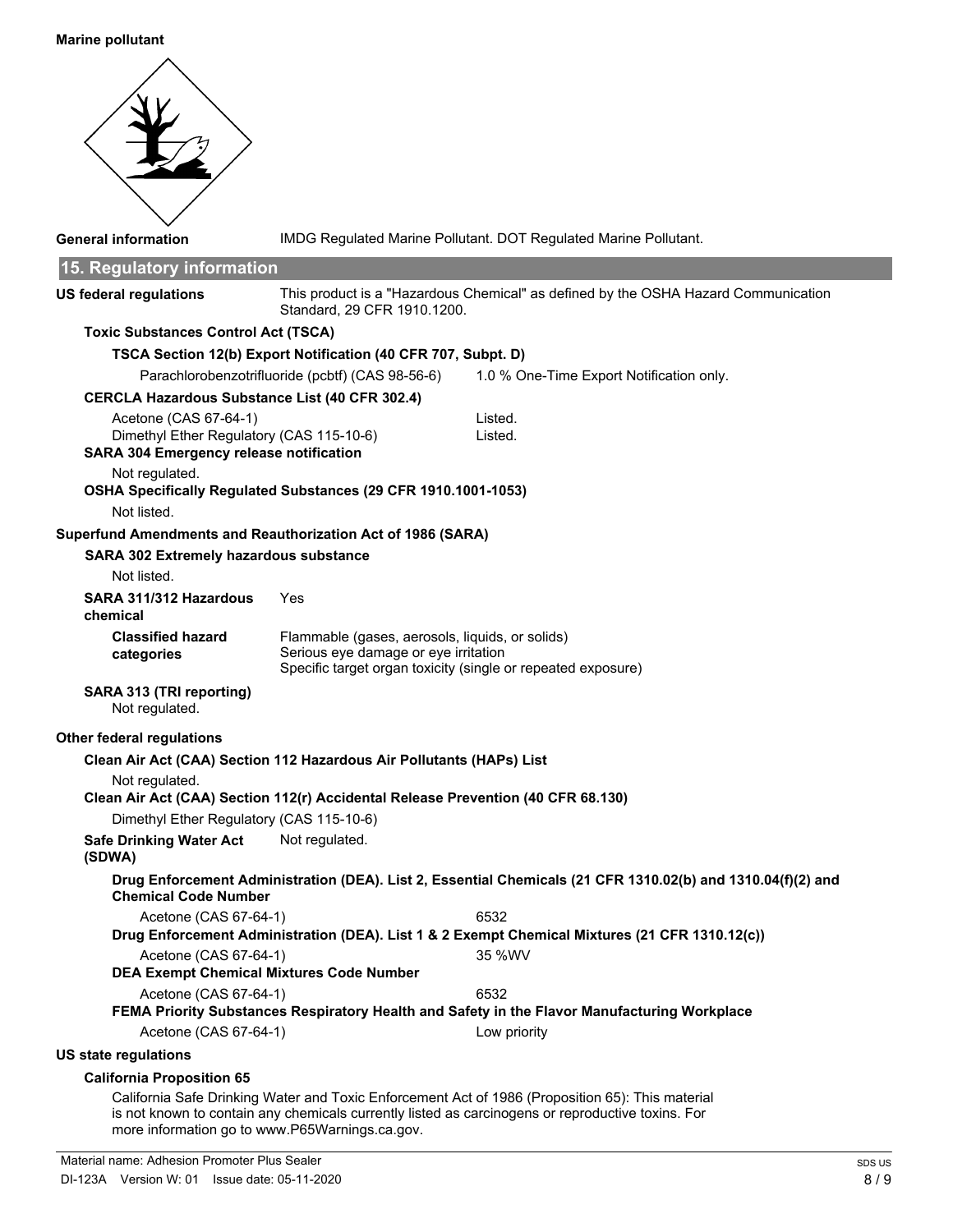**Marine pollutant**

**General information** IMDG Regulated Marine Pollutant. DOT Regulated Marine Pollutant.

## 15. Regulatory information

**US federal regulations** This product is a "Hazardous Chemical" as defined by the OSHA Hazard Communication Standard, 29 CFR 1910.1200.

**Toxic Substances Control Act (TSCA)**

**TSCA Section 12(b) Export Notification (40 CFR 707, Subpt. D)**

| | |
|---|---|
| Parachlorobenzotrifluoride (pcbtf) (CAS 98-56-6) | 1.0 % One-Time Export Notification only. |

**CERCLA Hazardous Substance List (40 CFR 302.4)**

| | |
|---|---|
| Acetone (CAS 67-64-1) | Listed. |
| Dimethyl Ether Regulatory (CAS 115-10-6) | Listed. |

**SARA 304 Emergency release notification**

Not regulated.

**OSHA Specifically Regulated Substances (29 CFR 1910.1001-1053)**

Not listed.

**Superfund Amendments and Reauthorization Act of 1986 (SARA)**

**SARA 302 Extremely hazardous substance**

Not listed.

**SARA 311/312 Hazardous chemical** Yes

**Classified hazard categories**
Flammable (gases, aerosols, liquids, or solids)
Serious eye damage or eye irritation
Specific target organ toxicity (single or repeated exposure)

**SARA 313 (TRI reporting)**
Not regulated.

**Other federal regulations**

**Clean Air Act (CAA) Section 112 Hazardous Air Pollutants (HAPs) List**

Not regulated.

**Clean Air Act (CAA) Section 112(r) Accidental Release Prevention (40 CFR 68.130)**

Dimethyl Ether Regulatory (CAS 115-10-6)

**Safe Drinking Water Act (SDWA)** Not regulated.

**Drug Enforcement Administration (DEA). List 2, Essential Chemicals (21 CFR 1310.02(b) and 1310.04(f)(2) and Chemical Code Number**

| | |
|---|---|
| Acetone (CAS 67-64-1) | 6532 |

**Drug Enforcement Administration (DEA). List 1 & 2 Exempt Chemical Mixtures (21 CFR 1310.12(c))**

| | |
|---|---|
| Acetone (CAS 67-64-1) | 35 %WV |

**DEA Exempt Chemical Mixtures Code Number**

| | |
|---|---|
| Acetone (CAS 67-64-1) | 6532 |

**FEMA Priority Substances Respiratory Health and Safety in the Flavor Manufacturing Workplace**

| | |
|---|---|
| Acetone (CAS 67-64-1) | Low priority |

**US state regulations**

**California Proposition 65**

California Safe Drinking Water and Toxic Enforcement Act of 1986 (Proposition 65): This material is not known to contain any chemicals currently listed as carcinogens or reproductive toxins. For more information go to www.P65Warnings.ca.gov.

Material name: Adhesion Promoter Plus Sealer
DI-123A Version W: 01 Issue date: 05-11-2020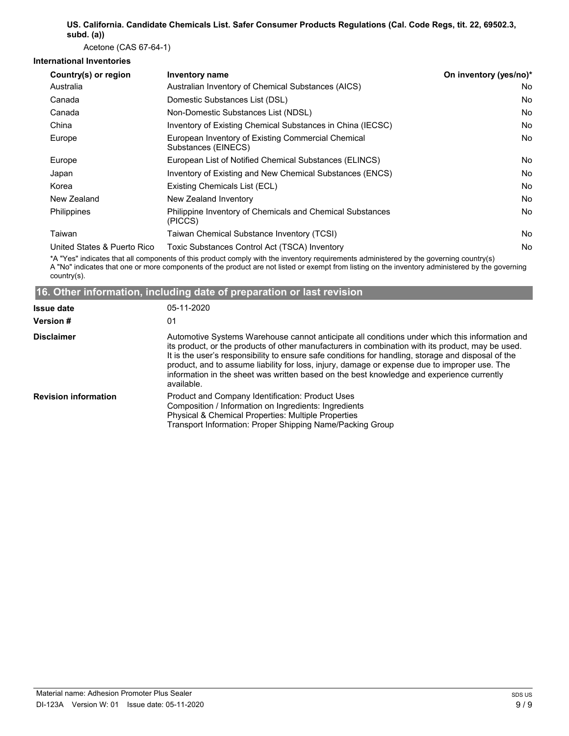**US. California. Candidate Chemicals List. Safer Consumer Products Regulations (Cal. Code Regs, tit. 22, 69502.3, subd. (a))**

Acetone (CAS 67-64-1)

**International Inventories**

| Country(s) or region | Inventory name | On inventory (yes/no)* |
|---|---|---|
| Australia | Australian Inventory of Chemical Substances (AICS) | No |
| Canada | Domestic Substances List (DSL) | No |
| Canada | Non-Domestic Substances List (NDSL) | No |
| China | Inventory of Existing Chemical Substances in China (IECSC) | No |
| Europe | European Inventory of Existing Commercial Chemical Substances (EINECS) | No |
| Europe | European List of Notified Chemical Substances (ELINCS) | No |
| Japan | Inventory of Existing and New Chemical Substances (ENCS) | No |
| Korea | Existing Chemicals List (ECL) | No |
| New Zealand | New Zealand Inventory | No |
| Philippines | Philippine Inventory of Chemicals and Chemical Substances (PICCS) | No |
| Taiwan | Taiwan Chemical Substance Inventory (TCSI) | No |
| United States & Puerto Rico | Toxic Substances Control Act (TSCA) Inventory | No |

*A "Yes" indicates that all components of this product comply with the inventory requirements administered by the governing country(s)
A "No" indicates that one or more components of the product are not listed or exempt from listing on the inventory administered by the governing country(s).

## 16. Other information, including date of preparation or last revision

**Issue date** 05-11-2020

**Version #** 01

**Disclaimer** Automotive Systems Warehouse cannot anticipate all conditions under which this information and its product, or the products of other manufacturers in combination with its product, may be used. It is the user's responsibility to ensure safe conditions for handling, storage and disposal of the product, and to assume liability for loss, injury, damage or expense due to improper use. The information in the sheet was written based on the best knowledge and experience currently available.

**Revision information**
Product and Company Identification: Product Uses
Composition / Information on Ingredients: Ingredients
Physical & Chemical Properties: Multiple Properties
Transport Information: Proper Shipping Name/Packing Group